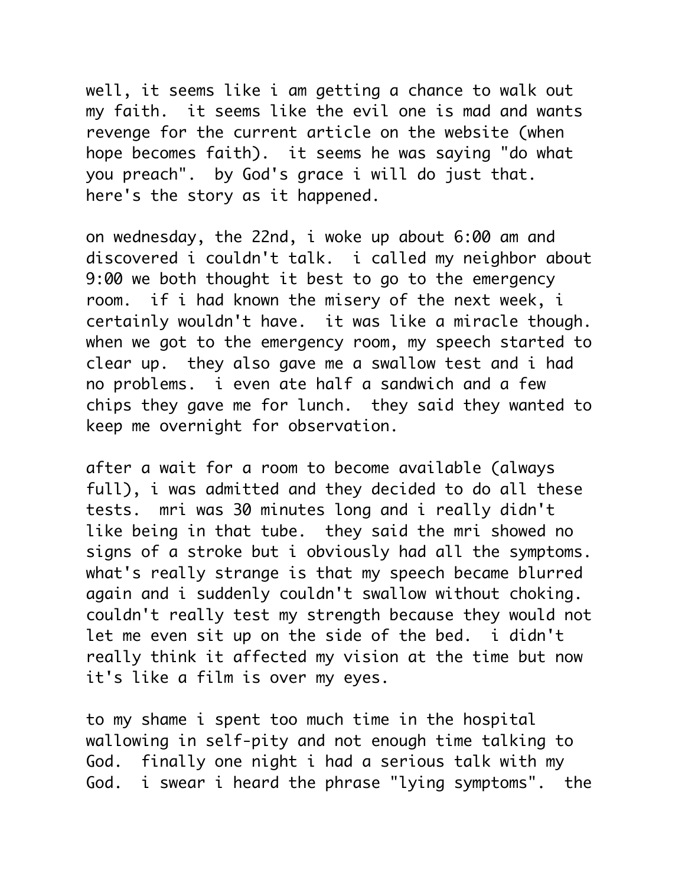well, it seems like i am getting a chance to walk out my faith.  it seems like the evil one is mad and wants revenge for the current article on the website (when hope becomes faith).  it seems he was saying "do what you preach".  by God's grace i will do just that. here's the story as it happened.

on wednesday, the 22nd, i woke up about 6:00 am and discovered i couldn't talk.  i called my neighbor about 9:00 we both thought it best to go to the emergency room.  if i had known the misery of the next week, i certainly wouldn't have.  it was like a miracle though. when we got to the emergency room, my speech started to clear up.  they also gave me a swallow test and i had no problems.  i even ate half a sandwich and a few chips they gave me for lunch.  they said they wanted to keep me overnight for observation.

after a wait for a room to become available (always full), i was admitted and they decided to do all these tests.  mri was 30 minutes long and i really didn't like being in that tube.  they said the mri showed no signs of a stroke but i obviously had all the symptoms. what's really strange is that my speech became blurred again and i suddenly couldn't swallow without choking. couldn't really test my strength because they would not let me even sit up on the side of the bed.  i didn't really think it affected my vision at the time but now it's like a film is over my eyes.

to my shame i spent too much time in the hospital wallowing in self-pity and not enough time talking to God.  finally one night i had a serious talk with my God.  i swear i heard the phrase "lying symptoms".  the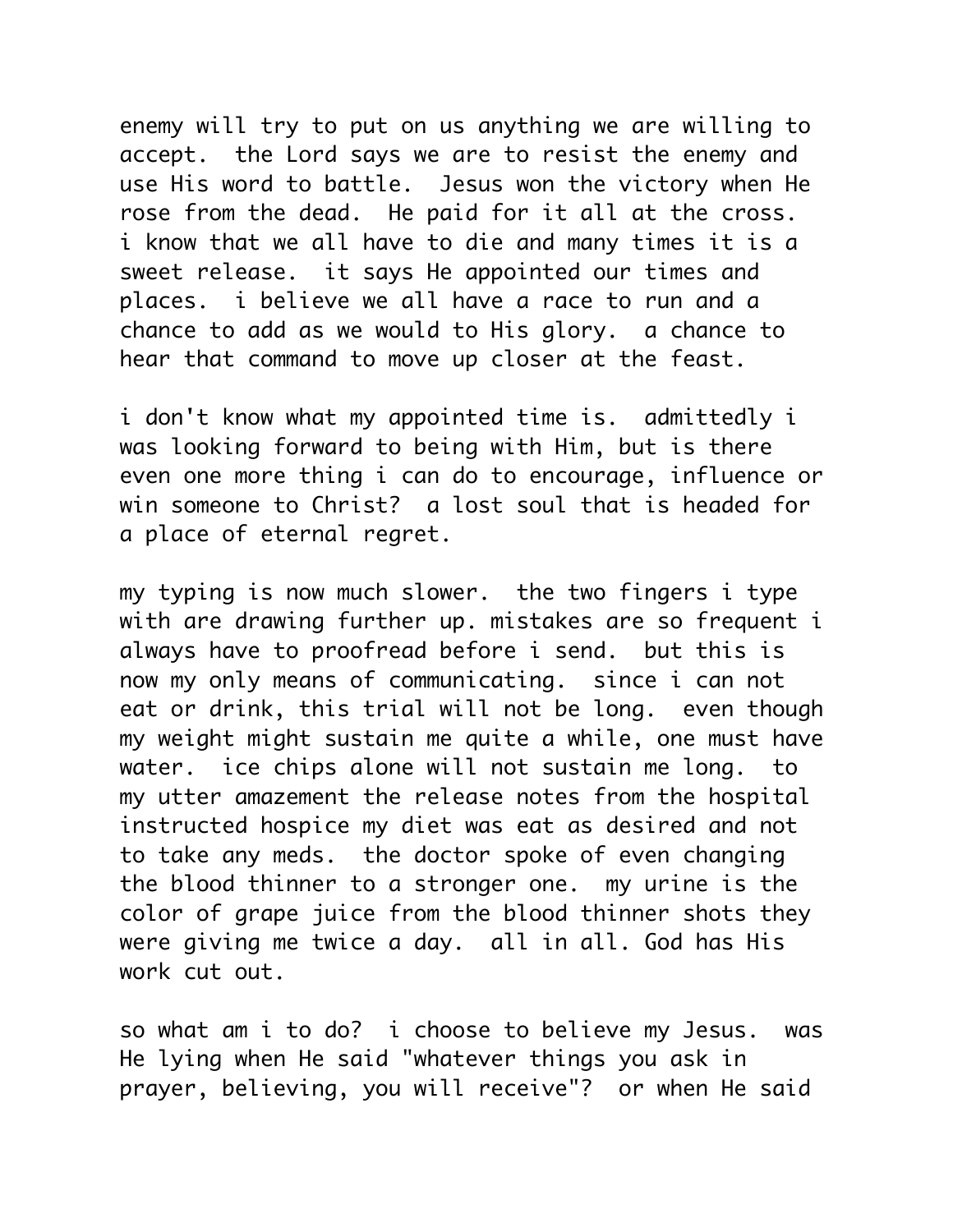enemy will try to put on us anything we are willing to accept. the Lord says we are to resist the enemy and use His word to battle. Jesus won the victory when He rose from the dead. He paid for it all at the cross. i know that we all have to die and many times it is a sweet release. it says He appointed our times and places. i believe we all have a race to run and a chance to add as we would to His glory. a chance to hear that command to move up closer at the feast.

i don't know what my appointed time is. admittedly i was looking forward to being with Him, but is there even one more thing i can do to encourage, influence or win someone to Christ? a lost soul that is headed for a place of eternal regret.

my typing is now much slower. the two fingers i type with are drawing further up. mistakes are so frequent i always have to proofread before i send. but this is now my only means of communicating. since i can not eat or drink, this trial will not be long. even though my weight might sustain me quite a while, one must have water. ice chips alone will not sustain me long. to my utter amazement the release notes from the hospital instructed hospice my diet was eat as desired and not to take any meds. the doctor spoke of even changing the blood thinner to a stronger one. my urine is the color of grape juice from the blood thinner shots they were giving me twice a day. all in all. God has His work cut out.

so what am i to do? i choose to believe my Jesus. was He lying when He said "whatever things you ask in prayer, believing, you will receive"? or when He said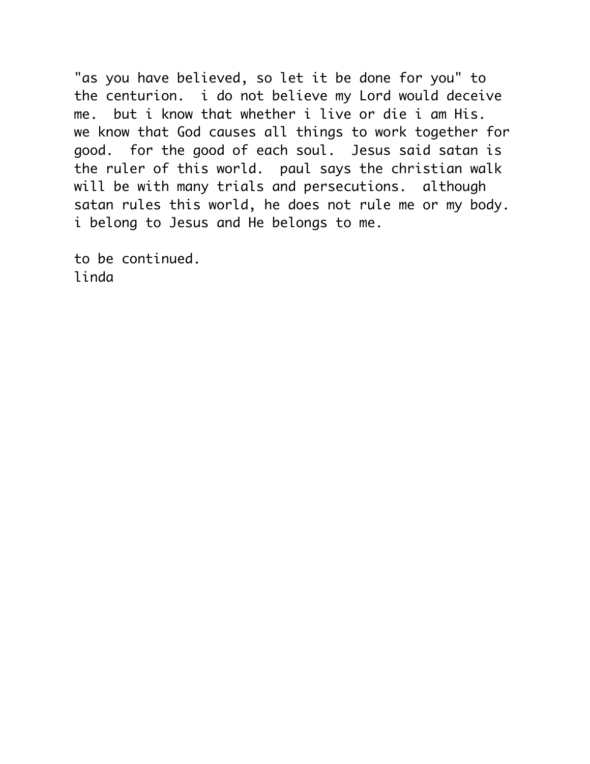"as you have believed, so let it be done for you" to the centurion.  i do not believe my Lord would deceive me.  but i know that whether i live or die i am His.  we know that God causes all things to work together for good.  for the good of each soul.  Jesus said satan is the ruler of this world.  paul says the christian walk will be with many trials and persecutions.  although satan rules this world, he does not rule me or my body.  i belong to Jesus and He belongs to me.

to be continued.
linda